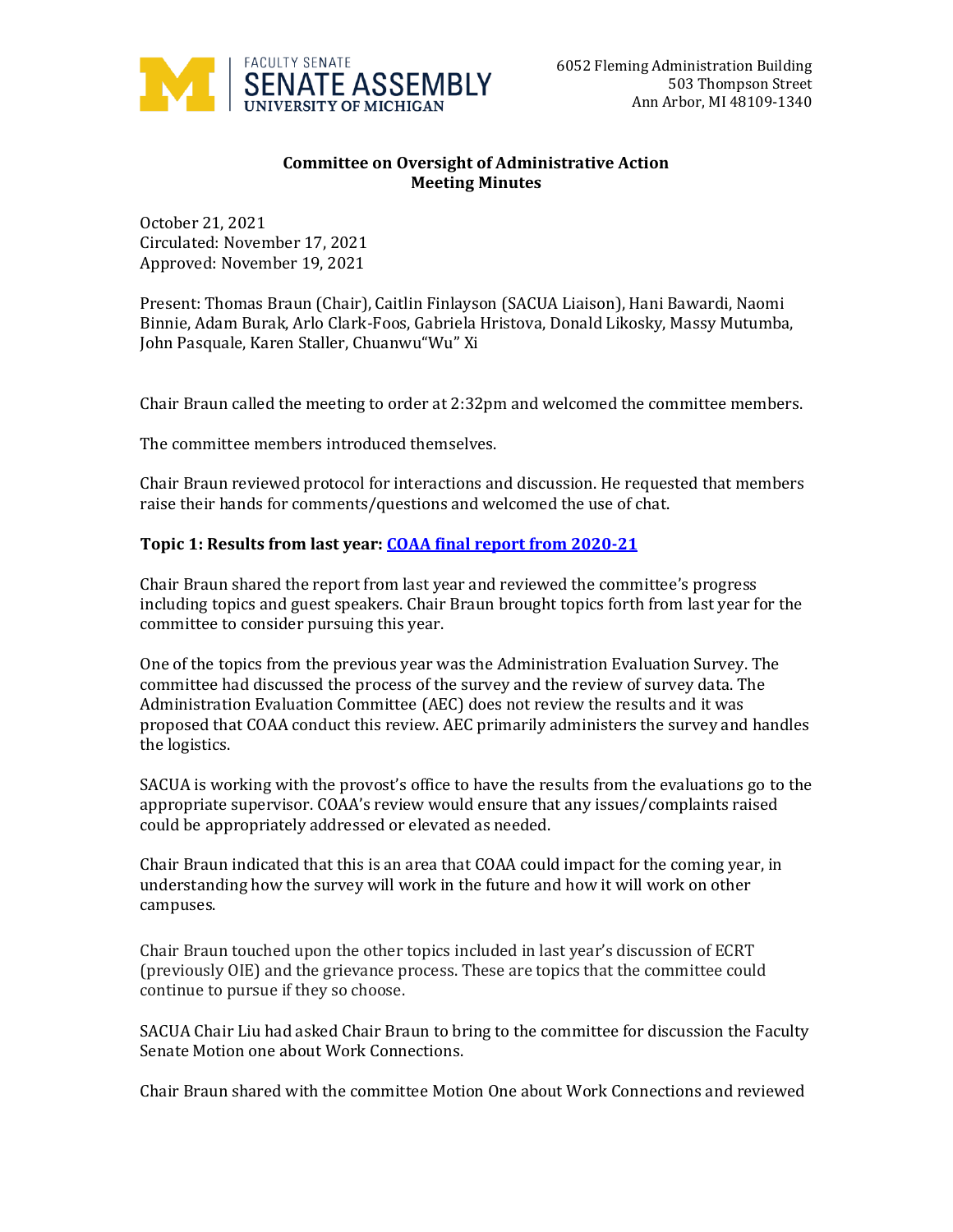FACULTY SENATE
SENATE ASSEMBLY
UNIVERSITY OF MICHIGAN

6052 Fleming Administration Building
503 Thompson Street
Ann Arbor, MI 48109-1340

**Committee on Oversight of Administrative Action**
**Meeting Minutes**

October 21, 2021
Circulated: November 17, 2021
Approved: November 19, 2021

Present: Thomas Braun (Chair), Caitlin Finlayson (SACUA Liaison), Hani Bawardi, Naomi Binnie, Adam Burak, Arlo Clark-Foos, Gabriela Hristova, Donald Likosky, Massy Mutumba, John Pasquale, Karen Staller, Chuanwu"Wu" Xi

Chair Braun called the meeting to order at 2:32pm and welcomed the committee members.

The committee members introduced themselves.

Chair Braun reviewed protocol for interactions and discussion. He requested that members raise their hands for comments/questions and welcomed the use of chat.

**Topic 1: Results from last year: COAA final report from 2020-21**

Chair Braun shared the report from last year and reviewed the committee's progress including topics and guest speakers. Chair Braun brought topics forth from last year for the committee to consider pursuing this year.

One of the topics from the previous year was the Administration Evaluation Survey. The committee had discussed the process of the survey and the review of survey data. The Administration Evaluation Committee (AEC) does not review the results and it was proposed that COAA conduct this review. AEC primarily administers the survey and handles the logistics.

SACUA is working with the provost's office to have the results from the evaluations go to the appropriate supervisor. COAA's review would ensure that any issues/complaints raised could be appropriately addressed or elevated as needed.

Chair Braun indicated that this is an area that COAA could impact for the coming year, in understanding how the survey will work in the future and how it will work on other campuses.

Chair Braun touched upon the other topics included in last year's discussion of ECRT (previously OIE) and the grievance process. These are topics that the committee could continue to pursue if they so choose.

SACUA Chair Liu had asked Chair Braun to bring to the committee for discussion the Faculty Senate Motion one about Work Connections.

Chair Braun shared with the committee Motion One about Work Connections and reviewed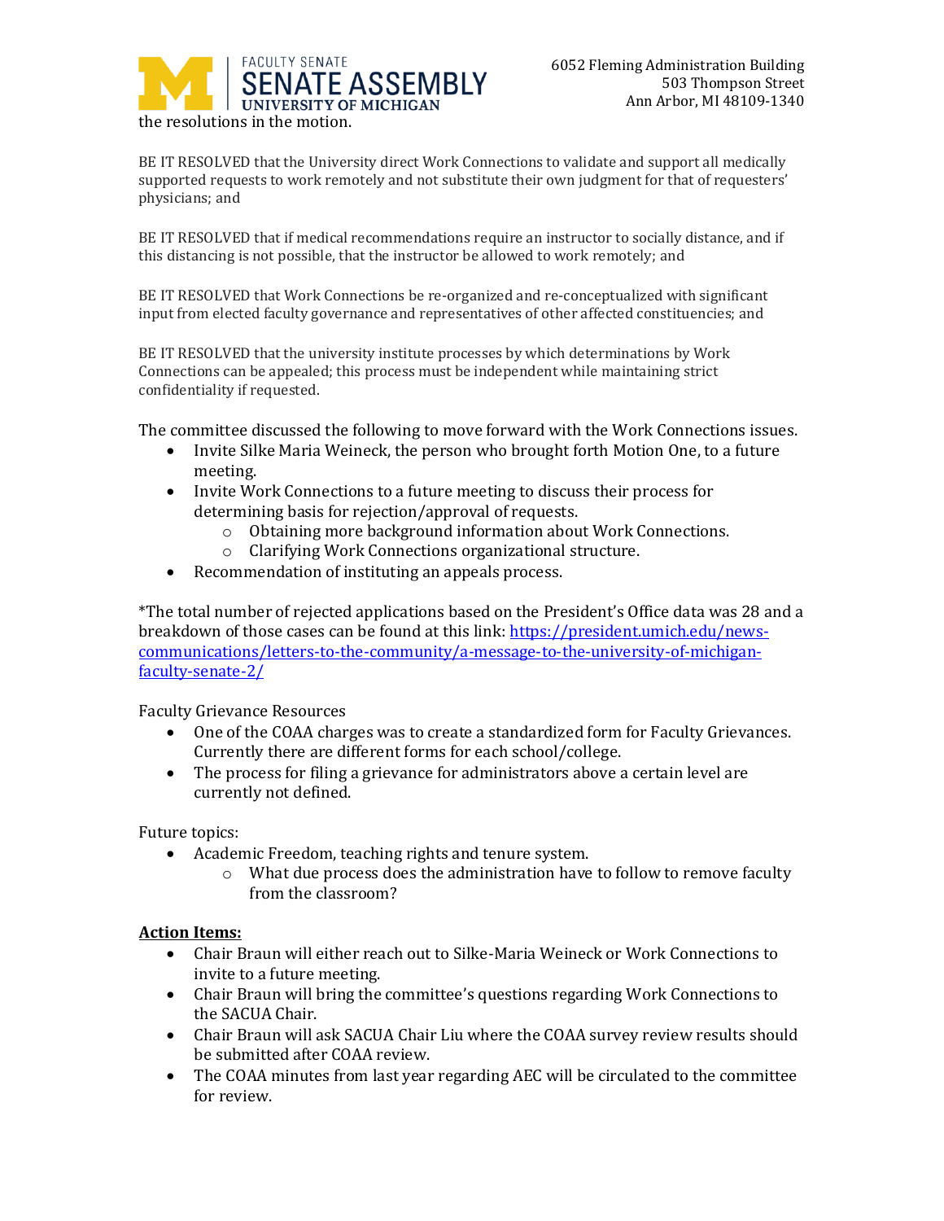the resolutions in the motion.

BE IT RESOLVED that the University direct Work Connections to validate and support all medically supported requests to work remotely and not substitute their own judgment for that of requesters' physicians; and

BE IT RESOLVED that if medical recommendations require an instructor to socially distance, and if this distancing is not possible, that the instructor be allowed to work remotely; and

BE IT RESOLVED that Work Connections be re-organized and re-conceptualized with significant input from elected faculty governance and representatives of other affected constituencies; and

BE IT RESOLVED that the university institute processes by which determinations by Work Connections can be appealed; this process must be independent while maintaining strict confidentiality if requested.

The committee discussed the following to move forward with the Work Connections issues.

- Invite Silke Maria Weineck, the person who brought forth Motion One, to a future meeting.
- Invite Work Connections to a future meeting to discuss their process for determining basis for rejection/approval of requests.
  - Obtaining more background information about Work Connections.
  - Clarifying Work Connections organizational structure.
- Recommendation of instituting an appeals process.

*The total number of rejected applications based on the President's Office data was 28 and a breakdown of those cases can be found at this link: [https://president.umich.edu/news-communications/letters-to-the-community/a-message-to-the-university-of-michigan-faculty-senate-2/](https://president.umich.edu/news-communications/letters-to-the-community/a-message-to-the-university-of-michigan-faculty-senate-2/)

Faculty Grievance Resources

- One of the COAA charges was to create a standardized form for Faculty Grievances. Currently there are different forms for each school/college.
- The process for filing a grievance for administrators above a certain level are currently not defined.

Future topics:

- Academic Freedom, teaching rights and tenure system.
  - What due process does the administration have to follow to remove faculty from the classroom?

**Action Items:**

- Chair Braun will either reach out to Silke-Maria Weineck or Work Connections to invite to a future meeting.
- Chair Braun will bring the committee's questions regarding Work Connections to the SACUA Chair.
- Chair Braun will ask SACUA Chair Liu where the COAA survey review results should be submitted after COAA review.
- The COAA minutes from last year regarding AEC will be circulated to the committee for review.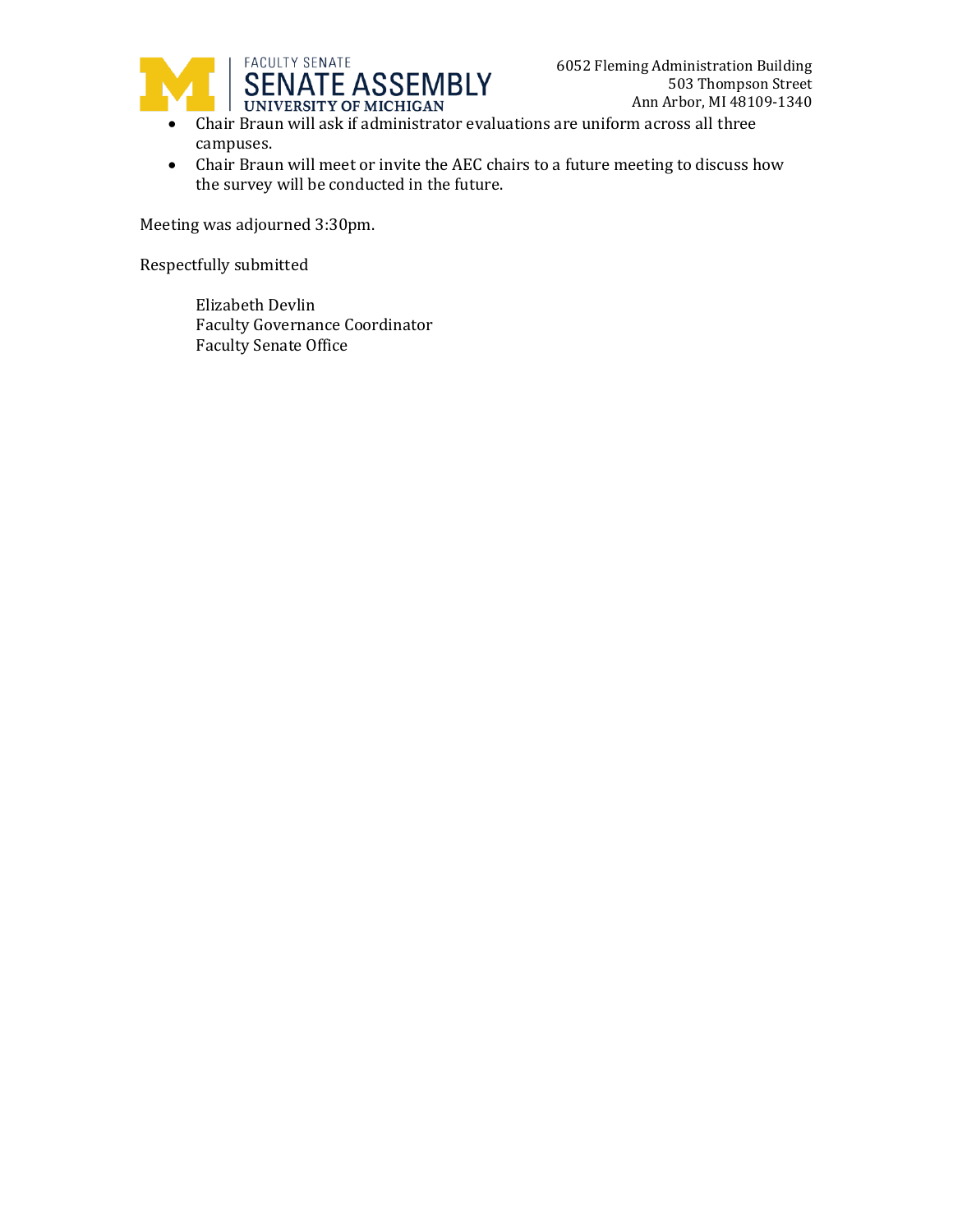- Chair Braun will ask if administrator evaluations are uniform across all three campuses.
- Chair Braun will meet or invite the AEC chairs to a future meeting to discuss how the survey will be conducted in the future.

Meeting was adjourned 3:30pm.

Respectfully submitted

Elizabeth Devlin
Faculty Governance Coordinator
Faculty Senate Office